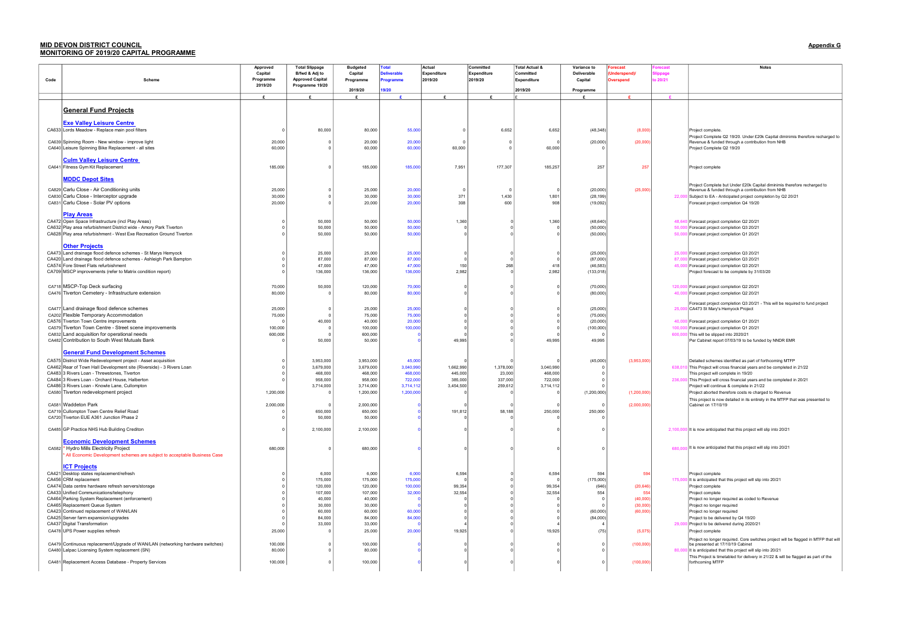**MID DEVON DISTRICT COUNCIL**
**MONITORING OF 2019/20 CAPITAL PROGRAMME**

**Appendix G**

| Code | Scheme | Approved Capital Programme 2019/20 | Total Slippage B/fwd & Adj to Approved Capital Programme 19/20 | Budgeted Capital Programme 2019/20 | Total Deliverable Programme 19/20 | Actual Expenditure 2019/20 | Committed Expenditure 2019/20 | Total Actual & Committed Expenditure 2019/20 | Variance to Deliverable Capital Programme | Forecast (Underspend)/ Overspend | Forecast Slippage to 20/21 | Notes |
|---|---|---|---|---|---|---|---|---|---|---|---|---|
| | | £ | £ | £ | £ | £ | £ | £ | £ | £ | £ | |
| | **General Fund Projects** | | | | | | | | | | | |
| | **Exe Valley Leisure Centre** | | | | | | | | | | | |
| CA633 | Lords Meadow - Replace main pool filters | 0 | 80,000 | 80,000 | 55,000 | 0 | 6,652 | 6,652 | (48,348) | (8,000) | | Project complete. |
| CA639 | Spinning Room - New window - improve light | 20,000 | 0 | 20,000 | 20,000 | 0 | 0 | 0 | (20,000) | (20,000) | | Project Complete Q2 19/20. Under £20k Capital diminimis therefore recharged to Revenue & funded through a contribution from NHB |
| CA640 | Leisure Spinning Bike Replacement - all sites | 60,000 | 0 | 60,000 | 60,000 | 60,000 | 0 | 60,000 | 0 | | | Project Complete Q2 19/20 |
| | **Culm Valley Leisure Centre** | | | | | | | | | | | |
| CA641 | Fitness Gym Kit Replacement | 185,000 | 0 | 185,000 | 185,000 | 7,951 | 177,307 | 185,257 | 257 | 257 | | Project complete |
| | **MDDC Depot Sites** | | | | | | | | | | | |
| CA829 | Carlu Close - Air Conditioning units | 25,000 | 0 | 25,000 | 20,000 | 0 | 0 | 0 | (20,000) | (25,000) | | Project Complete but Under £20k Capital diminimis therefore recharged to Revenue & funded through a contribution from NHB |
| CA830 | Carlu Close - Interceptor upgrade | 30,000 | 0 | 30,000 | 30,000 | 371 | 1,430 | 1,801 | (28,199) | | 22,000 | Subject to EA - Anticipated project completion by Q2 20/21 |
| CA831 | Carlu Close - Solar PV options | 20,000 | 0 | 20,000 | 20,000 | 308 | 600 | 908 | (19,092) | | | Forecast project completion Q4 19/20 |
| | **Play Areas** | | | | | | | | | | | |
| CA472 | Open Space Infrastructure (incl Play Areas) | 0 | 50,000 | 50,000 | 50,000 | 1,360 | 0 | 1,360 | (48,640) | | 48,640 | Forecast project completion Q2 20/21 |
| CA632 | Play area refurbishment District wide - Amory Park Tiverton | 0 | 50,000 | 50,000 | 50,000 | 0 | 0 | 0 | (50,000) | | 50,000 | Forecast project completion Q3 20/21 |
| CA628 | Play area refurbishment - West Exe Recreation Ground Tiverton | 0 | 50,000 | 50,000 | 50,000 | 0 | 0 | 0 | (50,000) | | 50,000 | Forecast project completion Q1 20/21 |
| | **Other Projects** | | | | | | | | | | | |
| CA473 | Land drainage flood defence schemes - St Marys Hemyock | 0 | 25,000 | 25,000 | 25,000 | 0 | 0 | 0 | (25,000) | | 25,000 | Forecast project completion Q3 20/21 |
| CA420 | Land drainage flood defence schemes - Ashleigh Park Bampton | 0 | 87,000 | 87,000 | 87,000 | 0 | 0 | 0 | (87,000) | | 87,000 | Forecast project completion Q3 20/21 |
| CA574 | Fore Street Flats refurbishment | 0 | 47,000 | 47,000 | 47,000 | 150 | 268 | 418 | (46,583) | | 45,000 | Forecast project completion Q3 20/21 |
| CA709 | MSCP improvements (refer to Matrix condition report) | 0 | 136,000 | 136,000 | 136,000 | 2,982 | 0 | 2,982 | (133,018) | | | Project forecast to be complete by 31/03/20 |
| CA718 | MSCP-Top Deck surfacing | 70,000 | 50,000 | 120,000 | 70,000 | 0 | 0 | 0 | (70,000) | | 120,000 | Forecast project completion Q2 20/21 |
| CA476 | Tiverton Cemetery - Infrastructure extension | 80,000 | 0 | 80,000 | 80,000 | 0 | 0 | 0 | (80,000) | | 40,000 | Forecast project completion Q2 20/21 |
| CA477 | Land drainage flood defence schemes | 25,000 | 0 | 25,000 | 25,000 | 0 | 0 | 0 | (25,000) | | 25,000 | Forecast project completion Q3 20/21 - This will be required to fund project CA473 St Mary's Hemyock Project |
| CA202 | Flexible Temporary Accommodation | 75,000 | 0 | 75,000 | 75,000 | 0 | 0 | 0 | (75,000) | | | |
| CA576 | Tiverton Town Centre improvements | 0 | 40,000 | 40,000 | 20,000 | 0 | 0 | 0 | (20,000) | | 40,000 | Forecast project completion Q1 20/21 |
| CA579 | Tiverton Town Centre - Street scene improvements | 100,000 | 0 | 100,000 | 100,000 | 0 | 0 | 0 | (100,000) | | 100,000 | Forecast project completion Q1 20/21 |
| CA832 | Land acquisition for operational needs | 600,000 | 0 | 600,000 | 0 | 0 | 0 | 0 | 0 | | 600,000 | This will be slipped into 2020/21 |
| CA482 | Contribution to South West Mutuals Bank | 0 | 50,000 | 50,000 | 0 | 49,995 | 0 | 49,995 | 49,995 | | | Per Cabinet report 07/03/19 to be funded by NNDR EMR |
| | **General Fund Development Schemes** | | | | | | | | | | | |
| CA575 | District Wide Redevelopment project - Asset acquisition | 0 | 3,953,000 | 3,953,000 | 45,000 | 0 | 0 | 0 | (45,000) | (3,953,000) | | Detailed schemes identified as part of forthcoming MTFP |
| CA462 | Rear of Town Hall Development site (Riverside) - 3 Rivers Loan | 0 | 3,679,000 | 3,679,000 | 3,040,990 | 1,662,990 | 1,378,000 | 3,040,990 | 0 | | 638,010 | This Project will cross financial years and be completed in 21/22 |
| CA483 | 3 Rivers Loan - Threwstones, Tiverton | 0 | 468,000 | 468,000 | 468,000 | 445,000 | 23,000 | 468,000 | 0 | | | This project will complete in 19/20 |
| CA484 | 3 Rivers Loan - Orchard House, Halberton | 0 | 958,000 | 958,000 | 722,000 | 385,000 | 337,000 | 722,000 | 0 | | 236,000 | This Project will cross financial years and be completed in 20/21 |
| CA486 | 3 Rivers Loan - Knowle Lane, Cullompton | 0 | 3,714,000 | 3,714,000 | 3,714,112 | 3,454,500 | 259,612 | 3,714,112 | 0 | | | Project will continue & complete in 21/22 |
| CA580 | Tiverton redevelopment project | 1,200,000 | 0 | 1,200,000 | 1,200,000 | 0 | 0 | 0 | (1,200,000) | (1,200,000) | | Project aborted therefore costs re charged to Revenue |
| CA581 | Waddeton Park | 2,000,000 | 0 | 2,000,000 | 0 | 0 | 0 | 0 | 0 | (2,000,000) | | This project is now detailed in its entirety in the MTFP that was presented to Cabinet on 17/10/19 |
| CA719 | Cullompton Town Centre Relief Road | 0 | 650,000 | 650,000 | 0 | 191,812 | 58,188 | 250,000 | 250,000 | | | |
| CA720 | Tiverton EUE A361 Junction Phase 2 | 0 | 50,000 | 50,000 | 0 | 0 | 0 | 0 | 0 | | | |
| CA485 | GP Practice NHS Hub Building Crediton | 0 | 2,100,000 | 2,100,000 | 0 | 0 | 0 | 0 | 0 | | 2,100,000 | It is now anticipated that this project will slip into 20/21 |
| | **Economic Development Schemes** | | | | | | | | | | | |
| CA582 | * Hydro Mills Electricity Project | 680,000 | 0 | 680,000 | 0 | 0 | 0 | 0 | 0 | | 680,000 | It is now anticipated that this project will slip into 20/21 |
| | * All Economic Development schemes are subject to acceptable Business Case | | | | | | | | | | | |
| | **ICT Projects** | | | | | | | | | | | |
| CA421 | Desktop states replacement/refresh | 0 | 6,000 | 6,000 | 6,000 | 6,594 | 0 | 6,594 | 594 | 594 | | Project complete |
| CA456 | CRM replacement | 0 | 175,000 | 175,000 | 175,000 | 0 | 0 | 0 | (175,000) | | 175,000 | It is anticipated that this project will slip into 20/21 |
| CA474 | Data centre hardware refresh servers/storage | 0 | 120,000 | 120,000 | 100,000 | 99,354 | 0 | 99,354 | (646) | (20,646) | | Project complete |
| CA433 | Unified Communications/telephony | 0 | 107,000 | 107,000 | 32,000 | 32,554 | 0 | 32,554 | 554 | 554 | | Project complete |
| CA464 | Parking System Replacement (enforcement) | 0 | 40,000 | 40,000 | 0 | 0 | 0 | 0 | 0 | (40,000) | | Project no longer required as coded to Revenue |
| CA465 | Replacement Queue System | 0 | 30,000 | 30,000 | 0 | 0 | 0 | 0 | 0 | (30,000) | | Project no longer required |
| CA423 | Continued replacement of WAN/LAN | 0 | 60,000 | 60,000 | 60,000 | 0 | 0 | 0 | (60,000) | (60,000) | | Project no longer required |
| CA425 | Server farm expansion/upgrades | 0 | 84,000 | 84,000 | 84,000 | 0 | 0 | 0 | (84,000) | | | Project to be delivered by Q4 19/20 |
| CA437 | Digital Transformation | 0 | 33,000 | 33,000 | 0 | 4 | 0 | 4 | 4 | | 29,000 | Project to be delivered during 2020/21 |
| CA478 | UPS Power supplies refresh | 25,000 | 0 | 25,000 | 20,000 | 19,925 | 0 | 19,925 | (75) | (5,075) | | Project complete |
| CA479 | Continuous replacement/Upgrade of WAN/LAN (networking hardware switches) | 100,000 | 0 | 100,000 | 0 | 0 | 0 | 0 | 0 | (100,000) | | Project no longer required. Core switches project will be flagged in MTFP that will be presented at 17/10/19 Cabinet |
| CA480 | Lalpac Licensing System replacement (SN) | 80,000 | 0 | 80,000 | 0 | 0 | 0 | 0 | 0 | | 80,000 | It is anticipated that this project will slip into 20/21 |
| CA481 | Replacement Access Database - Property Services | 100,000 | 0 | 100,000 | 0 | 0 | 0 | 0 | 0 | (100,000) | | This Project is timetabled for delivery in 21/22 & will be flagged as part of the forthcoming MTFP |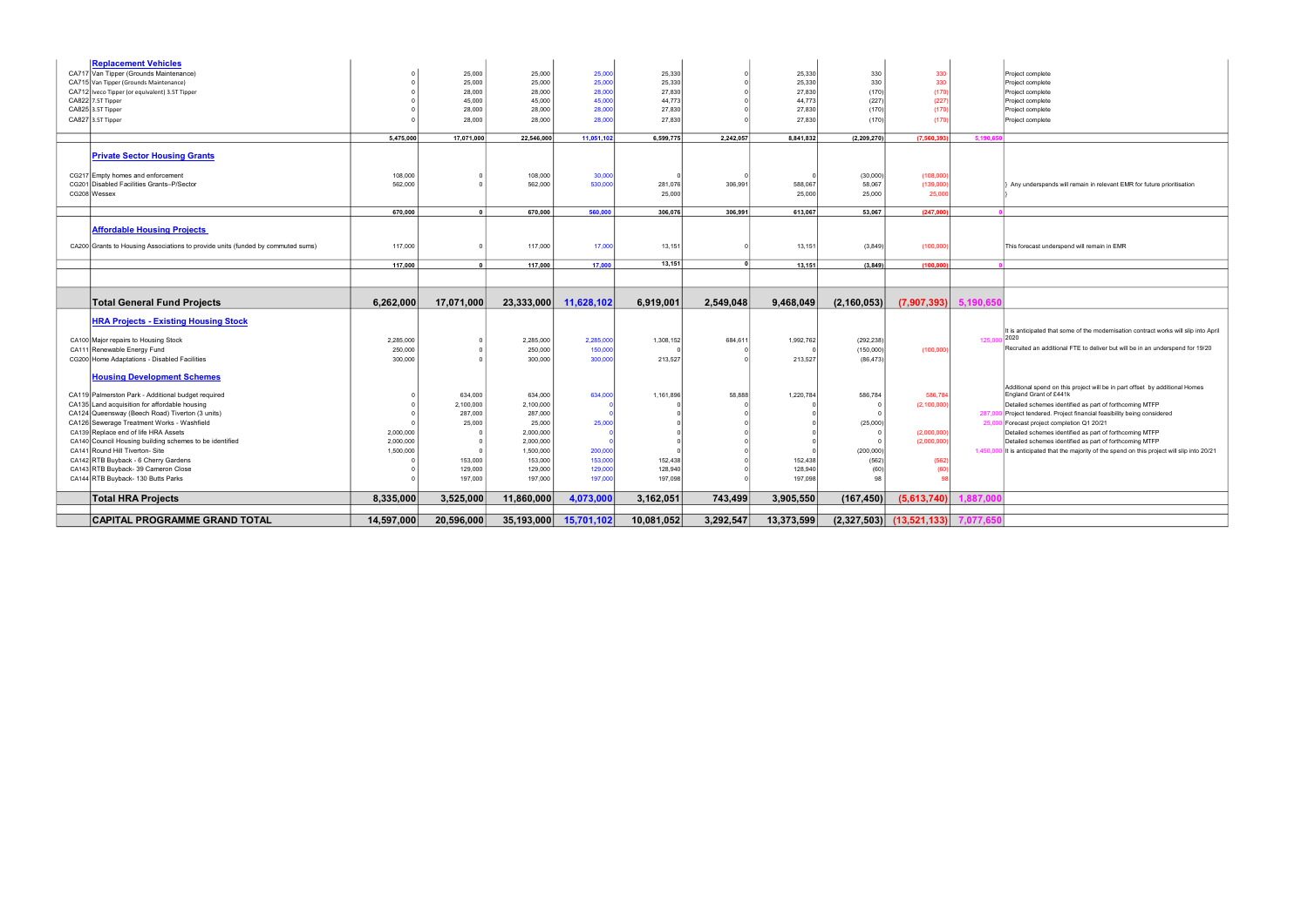| | | | | | | | | | | | | |
|---|---|---|---|---|---|---|---|---|---|---|---|---|
| | **Replacement Vehicles** | | | | | | | | | | | |
| CA717 | Van Tipper (Grounds Maintenance) | 0 | 25,000 | 25,000 | 25,000 | 25,330 | 0 | 25,330 | 330 | 330 | | Project complete |
| CA715 | Van Tipper (Grounds Maintenance) | 0 | 25,000 | 25,000 | 25,000 | 25,330 | 0 | 25,330 | 330 | 330 | | Project complete |
| CA712 | Iveco Tipper (or equivalent) 3.5T Tipper | 0 | 28,000 | 28,000 | 28,000 | 27,830 | 0 | 27,830 | (170) | (170) | | Project complete |
| CA822 | 7.5T Tipper | 0 | 45,000 | 45,000 | 45,000 | 44,773 | 0 | 44,773 | (227) | (227) | | Project complete |
| CA825 | 3.5T Tipper | 0 | 28,000 | 28,000 | 28,000 | 27,830 | 0 | 27,830 | (170) | (170) | | Project complete |
| CA827 | 3.5T Tipper | 0 | 28,000 | 28,000 | 28,000 | 27,830 | 0 | 27,830 | (170) | (170) | | Project complete |
| | | **5,475,000** | **17,071,000** | **22,546,000** | **11,051,102** | **6,599,775** | **2,242,057** | **8,841,832** | **(2,209,270)** | **(7,560,393)** | **5,190,650** | |
| | **Private Sector Housing Grants** | | | | | | | | | | | |
| CG217 | Empty homes and enforcement | 108,000 | 0 | 108,000 | 30,000 | 0 | 0 | 0 | (30,000) | (108,000) | | |
| CG201 | Disabled Facilities Grants–P/Sector | 562,000 | 0 | 562,000 | 530,000 | 281,076 | 306,991 | 588,067 | 58,067 | (139,000) | | } Any underspends will remain in relevant EMR for future prioritisation |
| CG208 | Wessex | | | | | 25,000 | | 25,000 | 25,000 | 25,000 | | } |
| | | **670,000** | **0** | **670,000** | **560,000** | **306,076** | **306,991** | **613,067** | **53,067** | **(247,000)** | **0** | |
| | **Affordable Housing Projects** | | | | | | | | | | | |
| CA200 | Grants to Housing Associations to provide units (funded by commuted sums) | 117,000 | 0 | 117,000 | 17,000 | 13,151 | 0 | 13,151 | (3,849) | (100,000) | | This forecast underspend will remain in EMR |
| | | **117,000** | **0** | **117,000** | **17,000** | **13,151** | **0** | **13,151** | **(3,849)** | **(100,000)** | **0** | |
| | **Total General Fund Projects** | **6,262,000** | **17,071,000** | **23,333,000** | **11,628,102** | **6,919,001** | **2,549,048** | **9,468,049** | **(2,160,053)** | **(7,907,393)** | **5,190,650** | |
| | **HRA Projects - Existing Housing Stock** | | | | | | | | | | | |
| CA100 | Major repairs to Housing Stock | 2,285,000 | 0 | 2,285,000 | 2,285,000 | 1,308,152 | 684,611 | 1,992,762 | (292,238) | | 125,000 | It is anticipated that some of the modernisation contract works will slip into April 2020 |
| CA111 | Renewable Energy Fund | 250,000 | 0 | 250,000 | 150,000 | 0 | 0 | 0 | (150,000) | (100,000) | | Recruited an additional FTE to deliver but will be in an underspend for 19/20 |
| CG200 | Home Adaptations - Disabled Facilities | 300,000 | 0 | 300,000 | 300,000 | 213,527 | 0 | 213,527 | (86,473) | | | |
| | **Housing Development Schemes** | | | | | | | | | | | |
| CA119 | Palmerston Park - Additional budget required | 0 | 634,000 | 634,000 | 634,000 | 1,161,896 | 58,888 | 1,220,784 | 586,784 | 586,784 | | Additional spend on this project will be in part offset by additional Homes England Grant of £441k |
| CA135 | Land acquisition for affordable housing | 0 | 2,100,000 | 2,100,000 | 0 | 0 | 0 | 0 | 0 | (2,100,000) | | Detailed schemes identified as part of forthcoming MTFP |
| CA124 | Queensway (Beech Road) Tiverton (3 units) | 0 | 287,000 | 287,000 | 0 | 0 | 0 | 0 | 0 | | 287,000 | Project tendered. Project financial feasibility being considered |
| CA126 | Sewerage Treatment Works - Washfield | 0 | 25,000 | 25,000 | 25,000 | 0 | 0 | 0 | (25,000) | | 25,000 | Forecast project completion Q1 20/21 |
| CA139 | Replace end of life HRA Assets | 2,000,000 | 0 | 2,000,000 | 0 | 0 | 0 | 0 | 0 | (2,000,000) | | Detailed schemes identified as part of forthcoming MTFP |
| CA140 | Council Housing building schemes to be identified | 2,000,000 | 0 | 2,000,000 | 0 | 0 | 0 | 0 | 0 | (2,000,000) | | Detailed schemes identified as part of forthcoming MTFP |
| CA141 | Round Hill Tiverton- Site | 1,500,000 | 0 | 1,500,000 | 200,000 | 0 | 0 | 0 | (200,000) | | 1,450,000 | It is anticipated that the majority of the spend on this project will slip into 20/21 |
| CA142 | RTB Buyback - 6 Cherry Gardens | 0 | 153,000 | 153,000 | 153,000 | 152,438 | 0 | 152,438 | (562) | (562) | | |
| CA143 | RTB Buyback- 39 Cameron Close | 0 | 129,000 | 129,000 | 129,000 | 128,940 | 0 | 128,940 | (60) | (60) | | |
| CA144 | RTB Buyback- 130 Butts Parks | 0 | 197,000 | 197,000 | 197,000 | 197,098 | 0 | 197,098 | 98 | 98 | | |
| | **Total HRA Projects** | **8,335,000** | **3,525,000** | **11,860,000** | **4,073,000** | **3,162,051** | **743,499** | **3,905,550** | **(167,450)** | **(5,613,740)** | **1,887,000** | |
| | **CAPITAL PROGRAMME GRAND TOTAL** | **14,597,000** | **20,596,000** | **35,193,000** | **15,701,102** | **10,081,052** | **3,292,547** | **13,373,599** | **(2,327,503)** | **(13,521,133)** | **7,077,650** | |